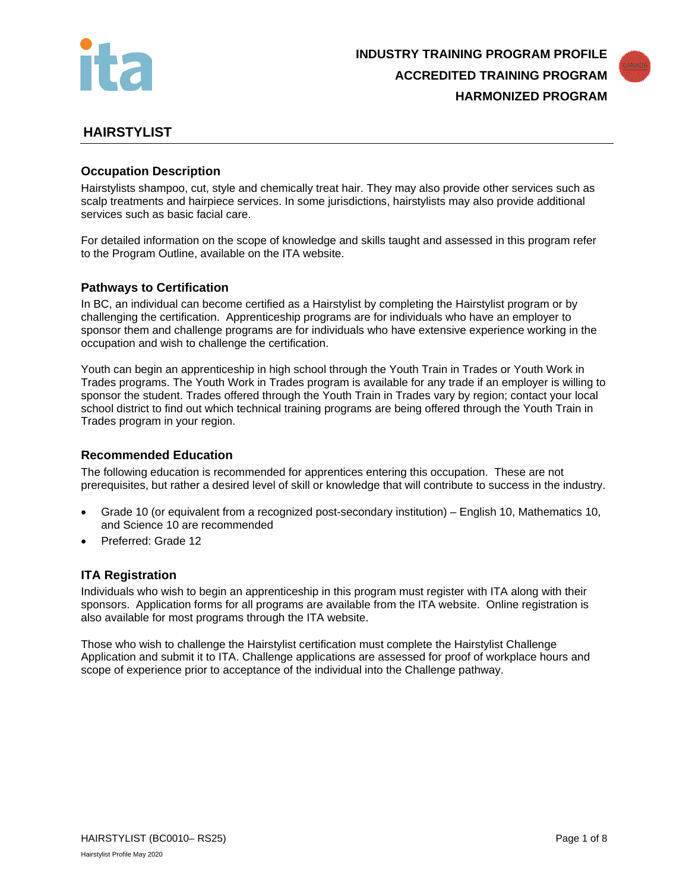**INDUSTRY TRAINING PROGRAM PROFILE**
**ACCREDITED TRAINING PROGRAM**
**HARMONIZED PROGRAM**

# HAIRSTYLIST

## Occupation Description

Hairstylists shampoo, cut, style and chemically treat hair. They may also provide other services such as scalp treatments and hairpiece services. In some jurisdictions, hairstylists may also provide additional services such as basic facial care.

For detailed information on the scope of knowledge and skills taught and assessed in this program refer to the Program Outline, available on the ITA website.

## Pathways to Certification

In BC, an individual can become certified as a Hairstylist by completing the Hairstylist program or by challenging the certification. Apprenticeship programs are for individuals who have an employer to sponsor them and challenge programs are for individuals who have extensive experience working in the occupation and wish to challenge the certification.

Youth can begin an apprenticeship in high school through the Youth Train in Trades or Youth Work in Trades programs. The Youth Work in Trades program is available for any trade if an employer is willing to sponsor the student. Trades offered through the Youth Train in Trades vary by region; contact your local school district to find out which technical training programs are being offered through the Youth Train in Trades program in your region.

## Recommended Education

The following education is recommended for apprentices entering this occupation. These are not prerequisites, but rather a desired level of skill or knowledge that will contribute to success in the industry.

- Grade 10 (or equivalent from a recognized post-secondary institution) – English 10, Mathematics 10, and Science 10 are recommended
- Preferred: Grade 12

## ITA Registration

Individuals who wish to begin an apprenticeship in this program must register with ITA along with their sponsors. Application forms for all programs are available from the ITA website. Online registration is also available for most programs through the ITA website.

Those who wish to challenge the Hairstylist certification must complete the Hairstylist Challenge Application and submit it to ITA. Challenge applications are assessed for proof of workplace hours and scope of experience prior to acceptance of the individual into the Challenge pathway.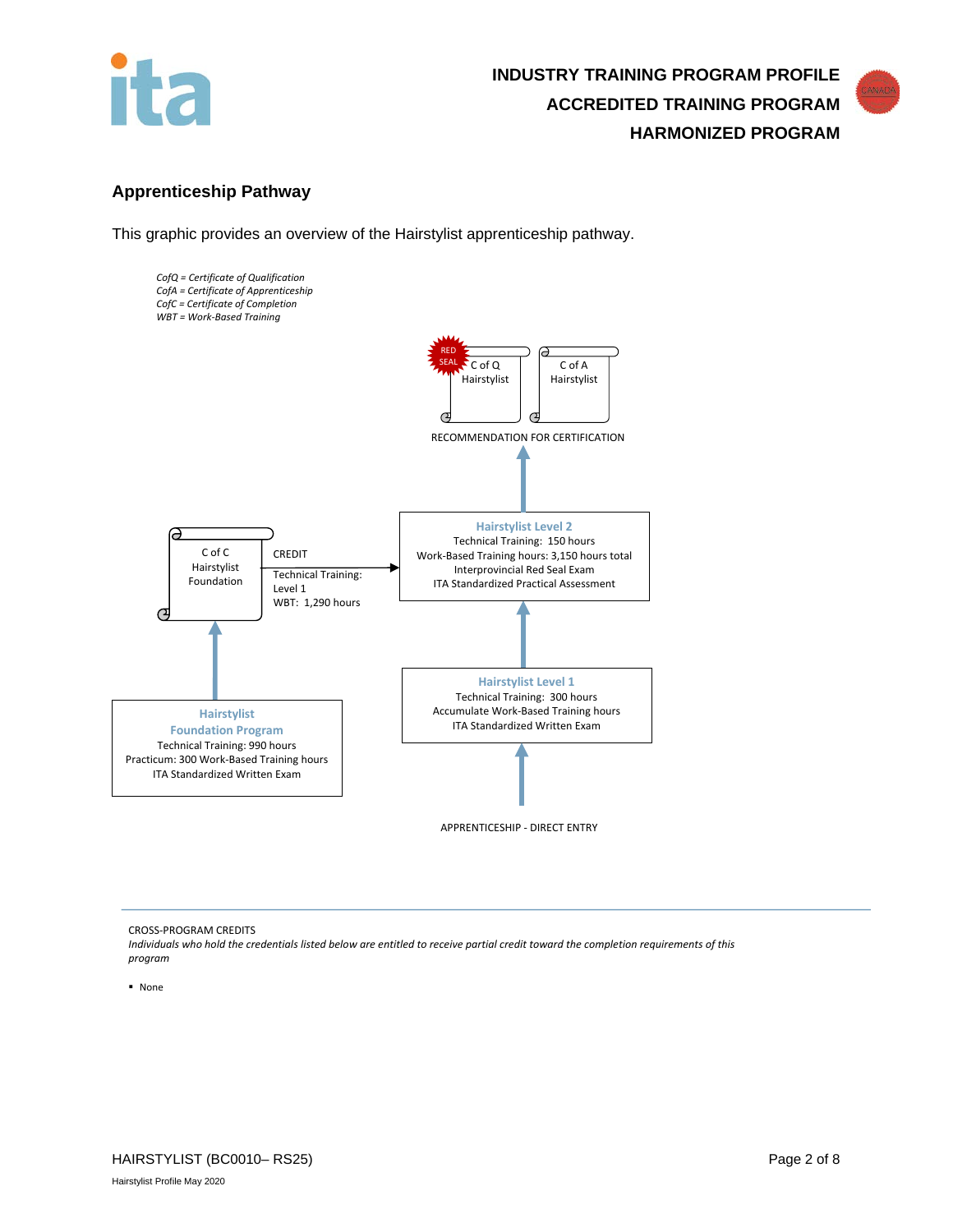## Apprenticeship Pathway

This graphic provides an overview of the Hairstylist apprenticeship pathway.

*CofQ = Certificate of Qualification*
*CofA = Certificate of Apprenticeship*
*CofC = Certificate of Completion*
*WBT = Work-Based Training*

RED SEAL C of Q Hairstylist

C of A Hairstylist

RECOMMENDATION FOR CERTIFICATION

**Hairstylist Level 2**
Technical Training: 150 hours
Work-Based Training hours: 3,150 hours total
Interprovincial Red Seal Exam
ITA Standardized Practical Assessment

C of C Hairstylist Foundation

CREDIT
Technical Training: Level 1
WBT: 1,290 hours

**Hairstylist Level 1**
Technical Training: 300 hours
Accumulate Work-Based Training hours
ITA Standardized Written Exam

**Hairstylist Foundation Program**
Technical Training: 990 hours
Practicum: 300 Work-Based Training hours
ITA Standardized Written Exam

APPRENTICESHIP - DIRECT ENTRY

CROSS-PROGRAM CREDITS

*Individuals who hold the credentials listed below are entitled to receive partial credit toward the completion requirements of this program*

- None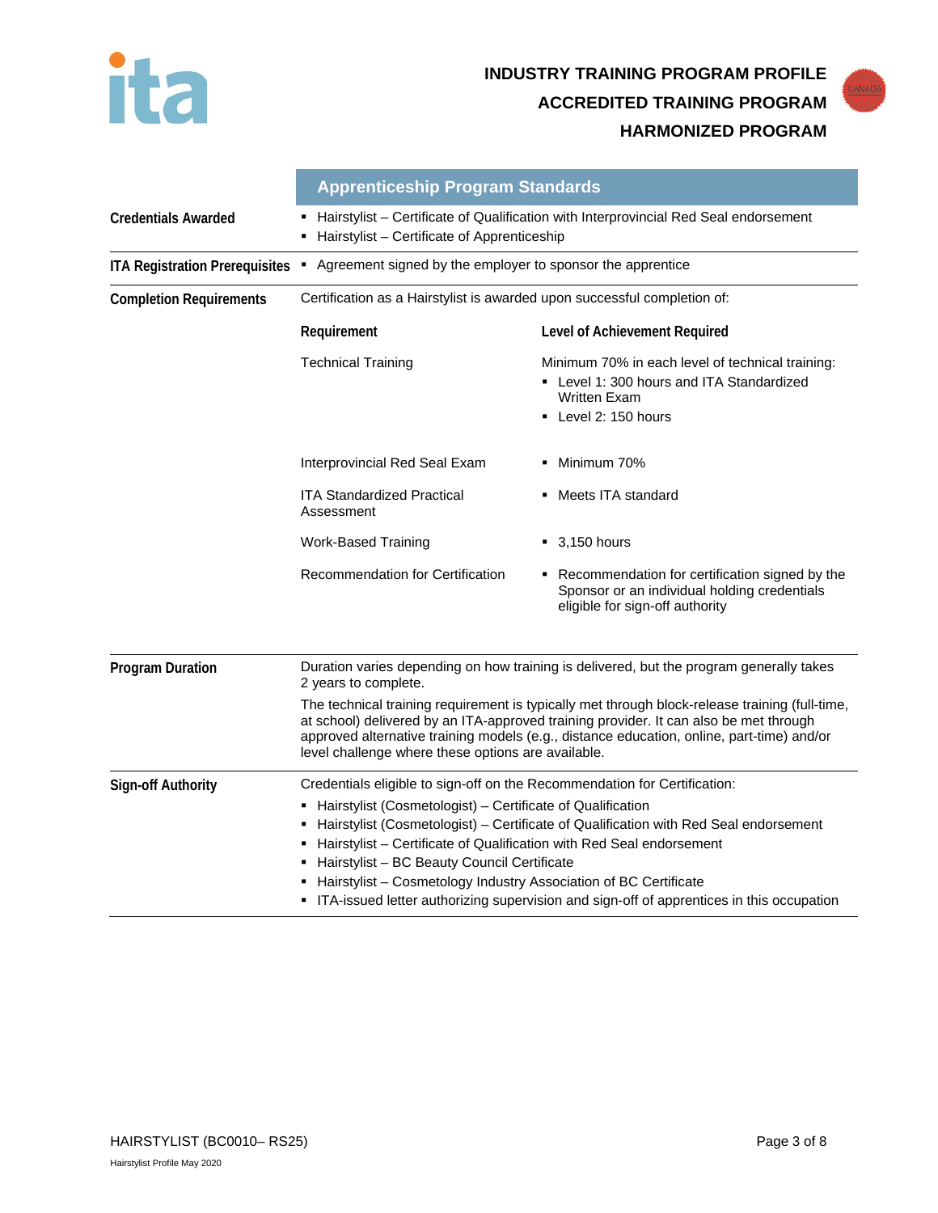**INDUSTRY TRAINING PROGRAM PROFILE**

**ACCREDITED TRAINING PROGRAM**

**HARMONIZED PROGRAM**

## Apprenticeship Program Standards

**Credentials Awarded**

- Hairstylist – Certificate of Qualification with Interprovincial Red Seal endorsement
- Hairstylist – Certificate of Apprenticeship

**ITA Registration Prerequisites**

- Agreement signed by the employer to sponsor the apprentice

**Completion Requirements**

Certification as a Hairstylist is awarded upon successful completion of:

| Requirement | Level of Achievement Required |
| --- | --- |
| Technical Training | Minimum 70% in each level of technical training:<br>▪ Level 1: 300 hours and ITA Standardized Written Exam<br>▪ Level 2: 150 hours |
| Interprovincial Red Seal Exam | ▪ Minimum 70% |
| ITA Standardized Practical Assessment | ▪ Meets ITA standard |
| Work-Based Training | ▪ 3,150 hours |
| Recommendation for Certification | ▪ Recommendation for certification signed by the Sponsor or an individual holding credentials eligible for sign-off authority |

**Program Duration**

Duration varies depending on how training is delivered, but the program generally takes 2 years to complete.

The technical training requirement is typically met through block-release training (full-time, at school) delivered by an ITA-approved training provider. It can also be met through approved alternative training models (e.g., distance education, online, part-time) and/or level challenge where these options are available.

**Sign-off Authority**

Credentials eligible to sign-off on the Recommendation for Certification:

- Hairstylist (Cosmetologist) – Certificate of Qualification
- Hairstylist (Cosmetologist) – Certificate of Qualification with Red Seal endorsement
- Hairstylist – Certificate of Qualification with Red Seal endorsement
- Hairstylist – BC Beauty Council Certificate
- Hairstylist – Cosmetology Industry Association of BC Certificate
- ITA-issued letter authorizing supervision and sign-off of apprentices in this occupation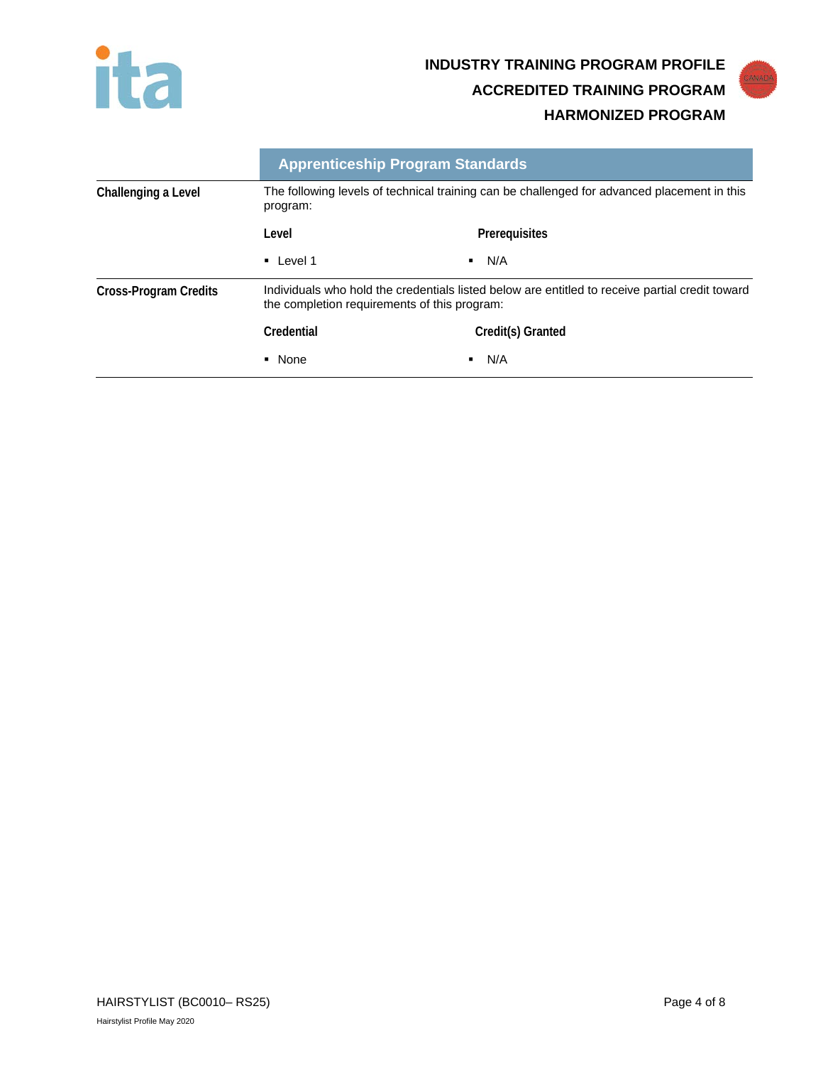## Apprenticeship Program Standards

**Challenging a Level**

The following levels of technical training can be challenged for advanced placement in this program:

| Level | Prerequisites |
| --- | --- |
| ▪ Level 1 | ▪ N/A |

**Cross-Program Credits**

Individuals who hold the credentials listed below are entitled to receive partial credit toward the completion requirements of this program:

| Credential | Credit(s) Granted |
| --- | --- |
| ▪ None | ▪ N/A |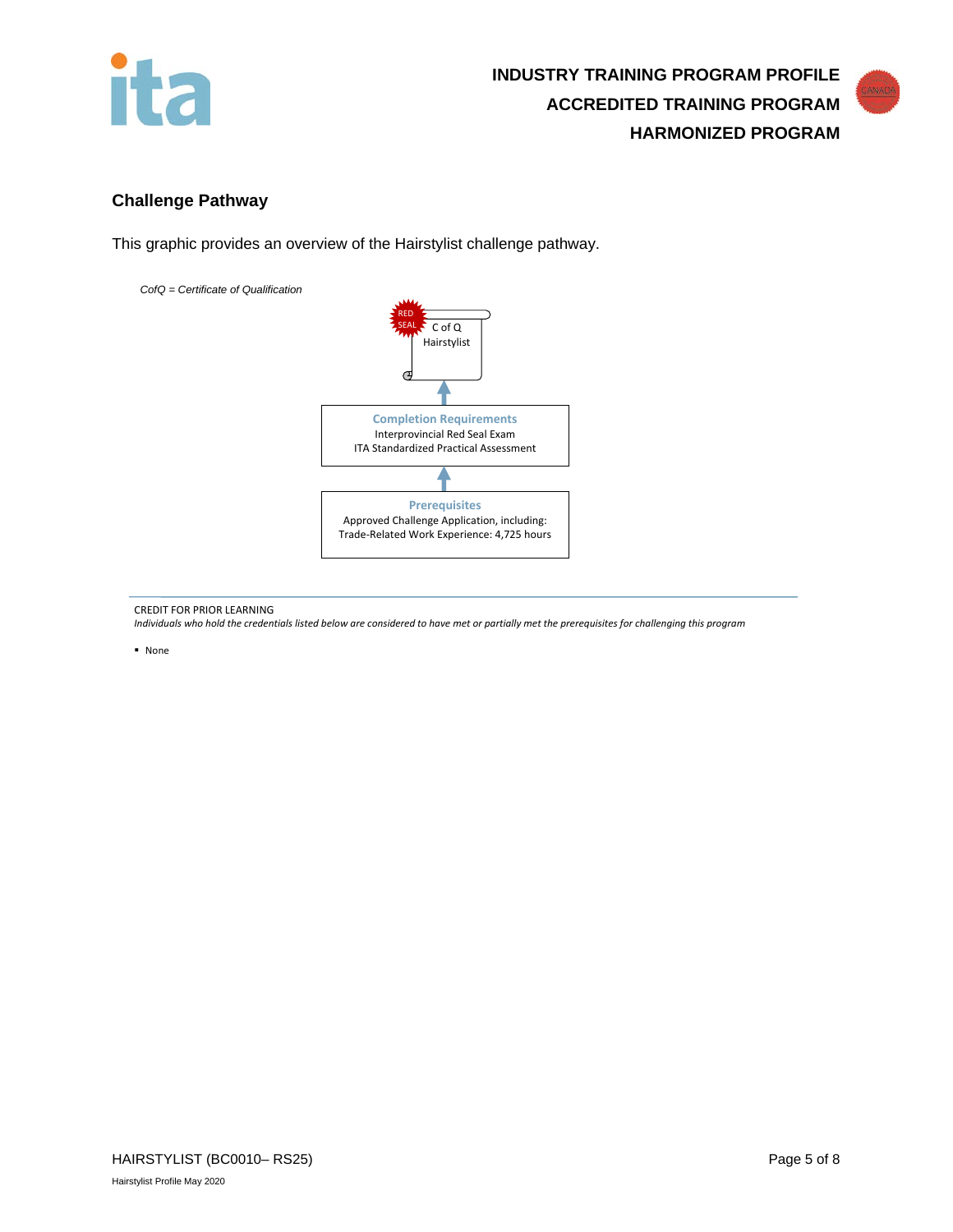## Challenge Pathway

This graphic provides an overview of the Hairstylist challenge pathway.

*CofQ = Certificate of Qualification*

RED SEAL

C of Q
Hairstylist

**Completion Requirements**
Interprovincial Red Seal Exam
ITA Standardized Practical Assessment

**Prerequisites**
Approved Challenge Application, including:
Trade-Related Work Experience: 4,725 hours

---

CREDIT FOR PRIOR LEARNING

*Individuals who hold the credentials listed below are considered to have met or partially met the prerequisites for challenging this program*

- None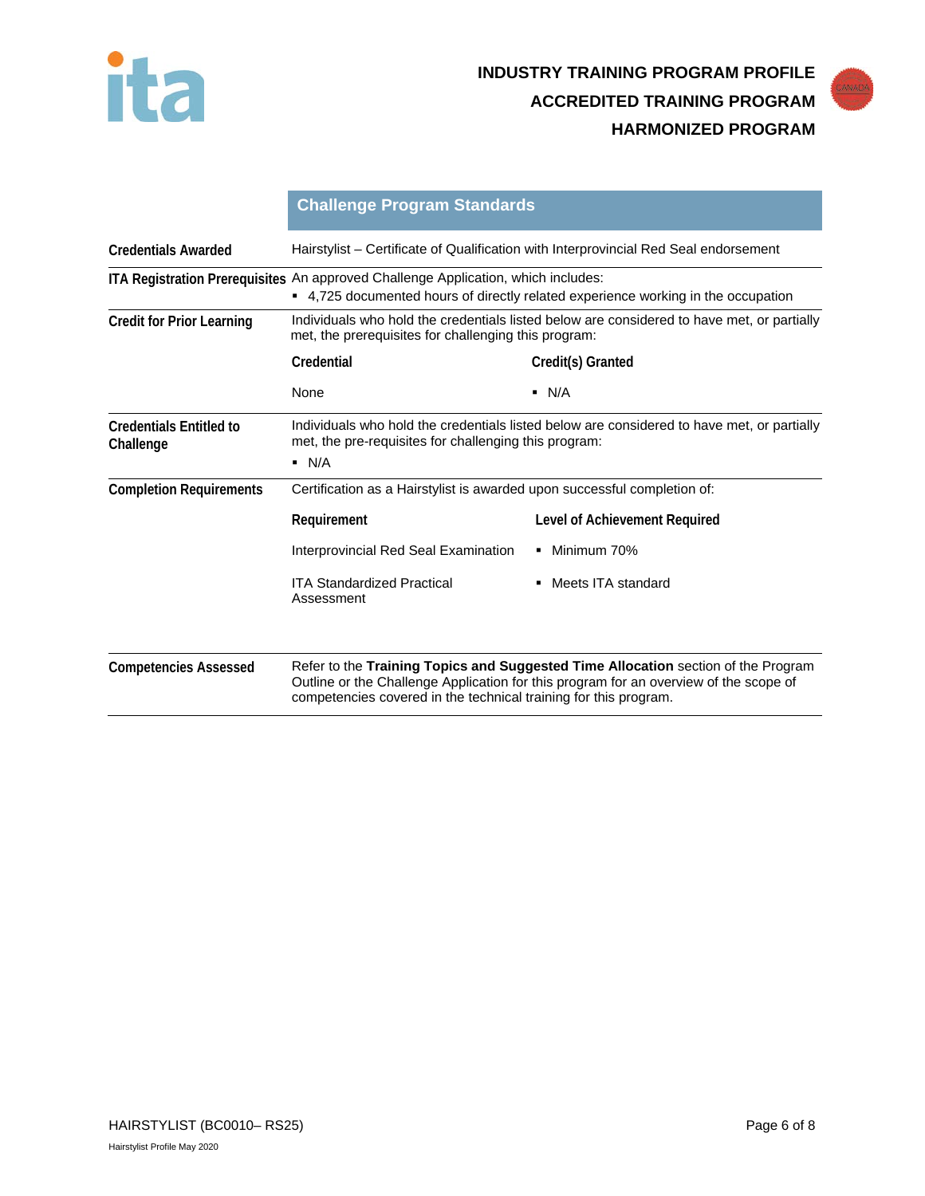## Challenge Program Standards

**Credentials Awarded**

Hairstylist – Certificate of Qualification with Interprovincial Red Seal endorsement

**ITA Registration Prerequisites**

An approved Challenge Application, which includes:

- 4,725 documented hours of directly related experience working in the occupation

**Credit for Prior Learning**

Individuals who hold the credentials listed below are considered to have met, or partially met, the prerequisites for challenging this program:

| Credential | Credit(s) Granted |
|---|---|
| None | ▪ N/A |

**Credentials Entitled to Challenge**

Individuals who hold the credentials listed below are considered to have met, or partially met, the pre-requisites for challenging this program:

- N/A

**Completion Requirements**

Certification as a Hairstylist is awarded upon successful completion of:

| Requirement | Level of Achievement Required |
|---|---|
| Interprovincial Red Seal Examination | ▪ Minimum 70% |
| ITA Standardized Practical Assessment | ▪ Meets ITA standard |

**Competencies Assessed**

Refer to the **Training Topics and Suggested Time Allocation** section of the Program Outline or the Challenge Application for this program for an overview of the scope of competencies covered in the technical training for this program.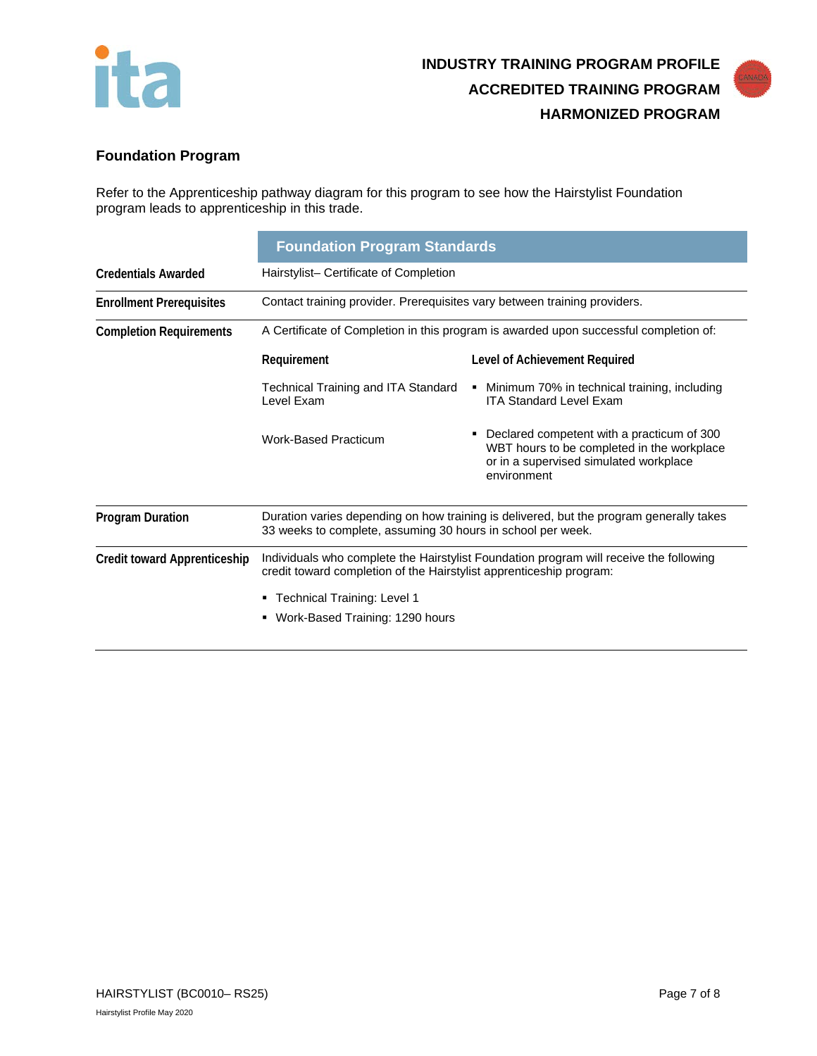**INDUSTRY TRAINING PROGRAM PROFILE**
**ACCREDITED TRAINING PROGRAM**
**HARMONIZED PROGRAM**

## Foundation Program

Refer to the Apprenticeship pathway diagram for this program to see how the Hairstylist Foundation program leads to apprenticeship in this trade.

| | Foundation Program Standards | |
|---|---|---|
| **Credentials Awarded** | Hairstylist– Certificate of Completion | |
| **Enrollment Prerequisites** | Contact training provider. Prerequisites vary between training providers. | |
| **Completion Requirements** | A Certificate of Completion in this program is awarded upon successful completion of: | |
| | **Requirement** | **Level of Achievement Required** |
| | Technical Training and ITA Standard Level Exam | ▪ Minimum 70% in technical training, including ITA Standard Level Exam |
| | Work-Based Practicum | ▪ Declared competent with a practicum of 300 WBT hours to be completed in the workplace or in a supervised simulated workplace environment |
| **Program Duration** | Duration varies depending on how training is delivered, but the program generally takes 33 weeks to complete, assuming 30 hours in school per week. | |
| **Credit toward Apprenticeship** | Individuals who complete the Hairstylist Foundation program will receive the following credit toward completion of the Hairstylist apprenticeship program:<br>▪ Technical Training: Level 1<br>▪ Work-Based Training: 1290 hours | |

HAIRSTYLIST (BC0010– RS25)

Hairstylist Profile May 2020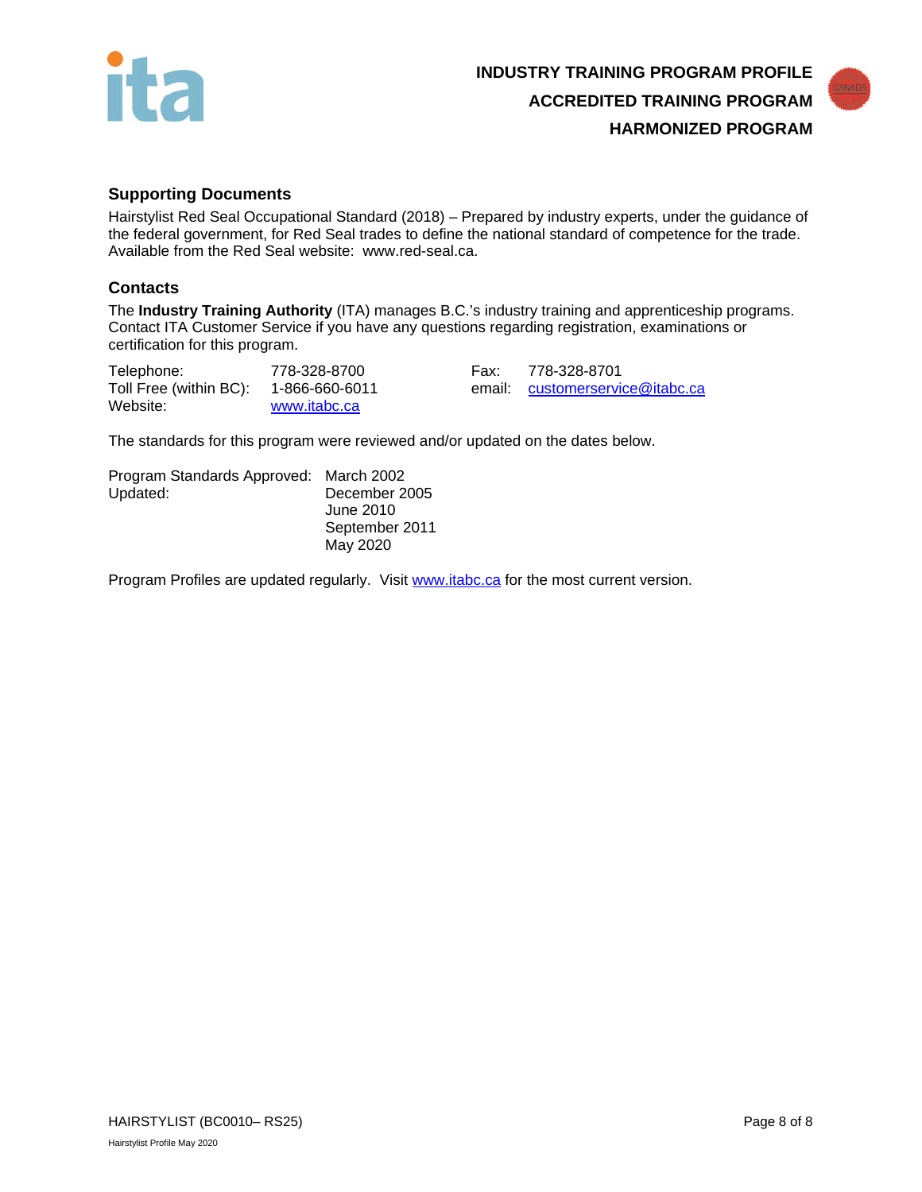## Supporting Documents

Hairstylist Red Seal Occupational Standard (2018) – Prepared by industry experts, under the guidance of the federal government, for Red Seal trades to define the national standard of competence for the trade. Available from the Red Seal website: www.red-seal.ca.

## Contacts

The **Industry Training Authority** (ITA) manages B.C.'s industry training and apprenticeship programs. Contact ITA Customer Service if you have any questions regarding registration, examinations or certification for this program.

| | | | |
|---|---|---|---|
| Telephone: | 778-328-8700 | Fax: | 778-328-8701 |
| Toll Free (within BC): | 1-866-660-6011 | email: | customerservice@itabc.ca |
| Website: | www.itabc.ca | | |

The standards for this program were reviewed and/or updated on the dates below.

| | |
|---|---|
| Program Standards Approved: | March 2002 |
| Updated: | December 2005 |
| | June 2010 |
| | September 2011 |
| | May 2020 |

Program Profiles are updated regularly. Visit www.itabc.ca for the most current version.